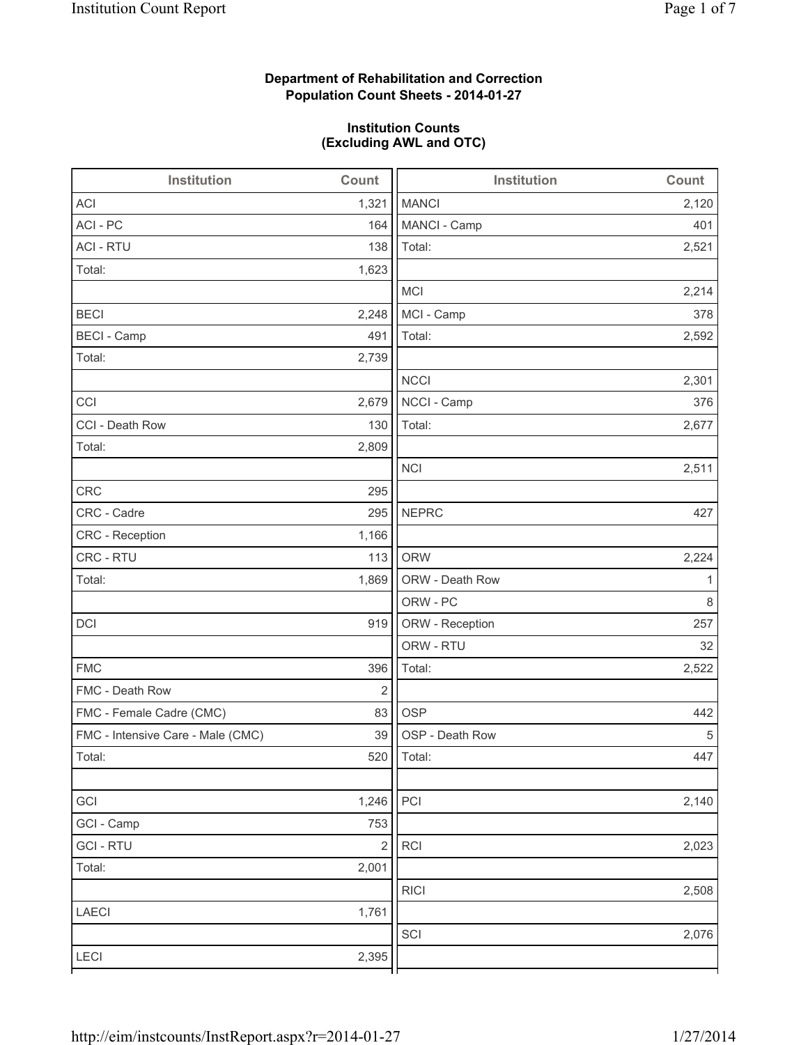**Department of Rehabilitation and Correction**
**Population Count Sheets - 2014-01-27**

**Institution Counts**
**(Excluding AWL and OTC)**

| Institution | Count |
|---|---|
| ACI | 1,321 |
| ACI - PC | 164 |
| ACI - RTU | 138 |
| Total: | 1,623 |
| | |
| BECI | 2,248 |
| BECI - Camp | 491 |
| Total: | 2,739 |
| | |
| CCI | 2,679 |
| CCI - Death Row | 130 |
| Total: | 2,809 |
| | |
| CRC | 295 |
| CRC - Cadre | 295 |
| CRC - Reception | 1,166 |
| CRC - RTU | 113 |
| Total: | 1,869 |
| | |
| DCI | 919 |
| | |
| FMC | 396 |
| FMC - Death Row | 2 |
| FMC - Female Cadre (CMC) | 83 |
| FMC - Intensive Care - Male (CMC) | 39 |
| Total: | 520 |
| | |
| GCI | 1,246 |
| GCI - Camp | 753 |
| GCI - RTU | 2 |
| Total: | 2,001 |
| | |
| LAECI | 1,761 |
| | |
| LECI | 2,395 |

| Institution | Count |
|---|---|
| MANCI | 2,120 |
| MANCI - Camp | 401 |
| Total: | 2,521 |
| | |
| MCI | 2,214 |
| MCI - Camp | 378 |
| Total: | 2,592 |
| | |
| NCCI | 2,301 |
| NCCI - Camp | 376 |
| Total: | 2,677 |
| | |
| NCI | 2,511 |
| | |
| NEPRC | 427 |
| | |
| ORW | 2,224 |
| ORW - Death Row | 1 |
| ORW - PC | 8 |
| ORW - Reception | 257 |
| ORW - RTU | 32 |
| Total: | 2,522 |
| | |
| OSP | 442 |
| OSP - Death Row | 5 |
| Total: | 447 |
| | |
| PCI | 2,140 |
| | |
| RCI | 2,023 |
| | |
| RICI | 2,508 |
| | |
| SCI | 2,076 |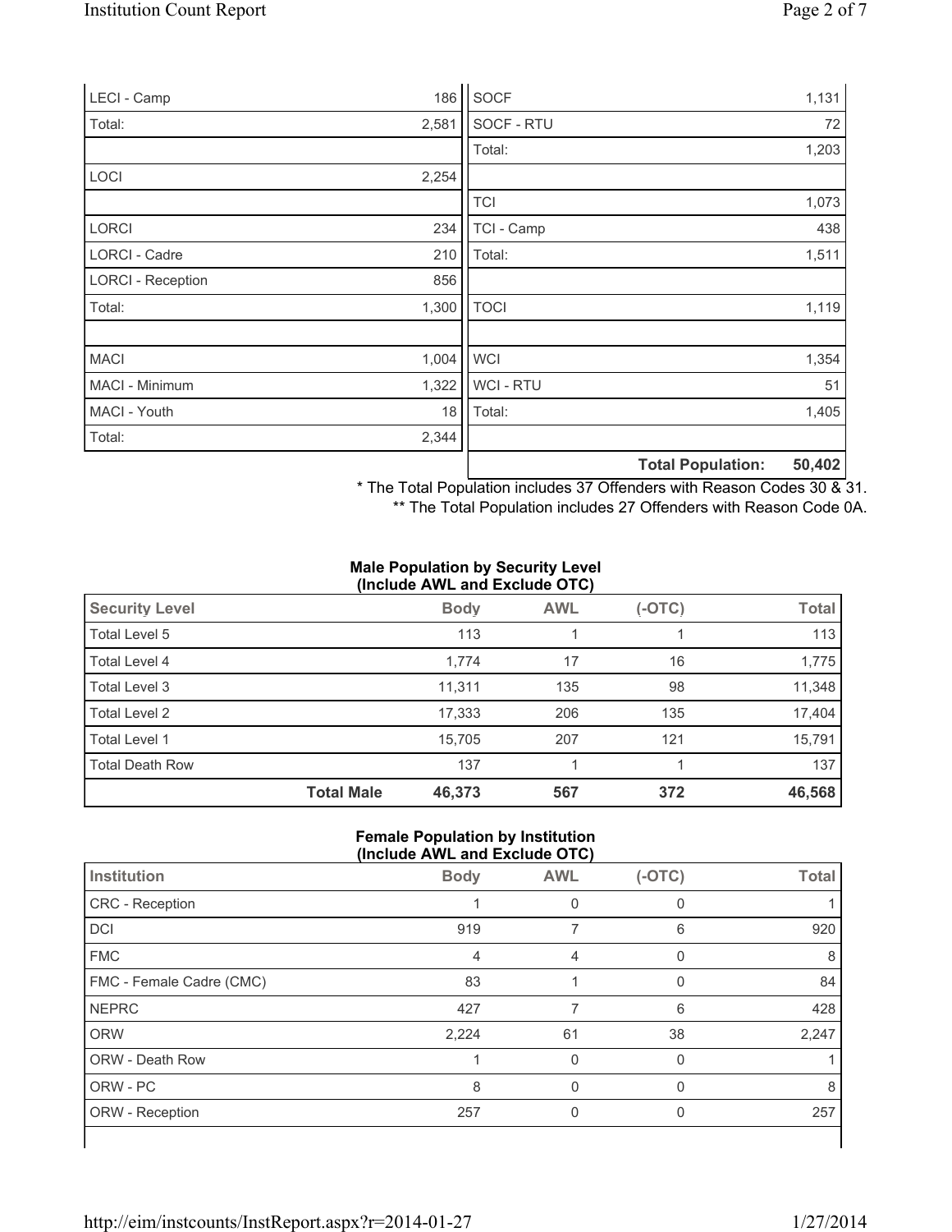| | |
|---|---|
| LECI - Camp | 186 |
| Total: | 2,581 |
| | |
| LOCI | 2,254 |
| | |
| LORCI | 234 |
| LORCI - Cadre | 210 |
| LORCI - Reception | 856 |
| Total: | 1,300 |
| | |
| MACI | 1,004 |
| MACI - Minimum | 1,322 |
| MACI - Youth | 18 |
| Total: | 2,344 |

| | |
|---|---|
| SOCF | 1,131 |
| SOCF - RTU | 72 |
| Total: | 1,203 |
| | |
| TCI | 1,073 |
| TCI - Camp | 438 |
| Total: | 1,511 |
| | |
| TOCI | 1,119 |
| | |
| WCI | 1,354 |
| WCI - RTU | 51 |
| Total: | 1,405 |
| | |
| **Total Population:** | **50,402** |

\* The Total Population includes 37 Offenders with Reason Codes 30 & 31.

\** The Total Population includes 27 Offenders with Reason Code 0A.

**Male Population by Security Level (Include AWL and Exclude OTC)**

| Security Level | | Body | AWL | (-OTC) | Total |
|---|---|---|---|---|---|
| Total Level 5 | | 113 | 1 | 1 | 113 |
| Total Level 4 | | 1,774 | 17 | 16 | 1,775 |
| Total Level 3 | | 11,311 | 135 | 98 | 11,348 |
| Total Level 2 | | 17,333 | 206 | 135 | 17,404 |
| Total Level 1 | | 15,705 | 207 | 121 | 15,791 |
| Total Death Row | | 137 | 1 | 1 | 137 |
| | **Total Male** | **46,373** | **567** | **372** | **46,568** |

**Female Population by Institution (Include AWL and Exclude OTC)**

| Institution | Body | AWL | (-OTC) | Total |
|---|---|---|---|---|
| CRC - Reception | 1 | 0 | 0 | 1 |
| DCI | 919 | 7 | 6 | 920 |
| FMC | 4 | 4 | 0 | 8 |
| FMC - Female Cadre (CMC) | 83 | 1 | 0 | 84 |
| NEPRC | 427 | 7 | 6 | 428 |
| ORW | 2,224 | 61 | 38 | 2,247 |
| ORW - Death Row | 1 | 0 | 0 | 1 |
| ORW - PC | 8 | 0 | 0 | 8 |
| ORW - Reception | 257 | 0 | 0 | 257 |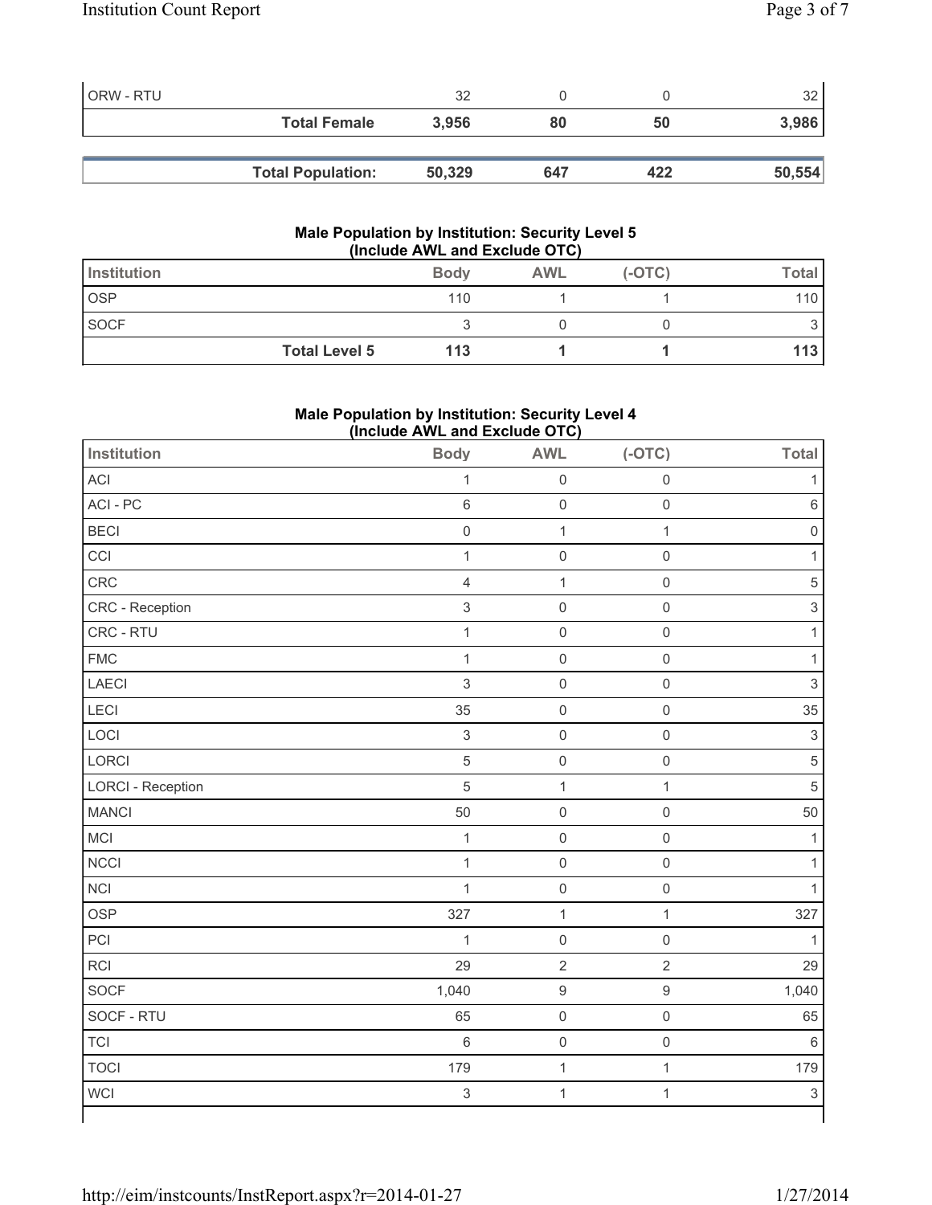| | | | | |
|---|---|---|---|---|
| ORW - RTU | 32 | 0 | 0 | 32 |
| **Total Female** | **3,956** | **80** | **50** | **3,986** |

| | | | | |
|---|---|---|---|---|
| **Total Population:** | **50,329** | **647** | **422** | **50,554** |

**Male Population by Institution: Security Level 5 (Include AWL and Exclude OTC)**

| Institution | Body | AWL | (-OTC) | Total |
|---|---|---|---|---|
| OSP | 110 | 1 | 1 | 110 |
| SOCF | 3 | 0 | 0 | 3 |
| **Total Level 5** | **113** | **1** | **1** | **113** |

**Male Population by Institution: Security Level 4 (Include AWL and Exclude OTC)**

| Institution | Body | AWL | (-OTC) | Total |
|---|---|---|---|---|
| ACI | 1 | 0 | 0 | 1 |
| ACI - PC | 6 | 0 | 0 | 6 |
| BECI | 0 | 1 | 1 | 0 |
| CCI | 1 | 0 | 0 | 1 |
| CRC | 4 | 1 | 0 | 5 |
| CRC - Reception | 3 | 0 | 0 | 3 |
| CRC - RTU | 1 | 0 | 0 | 1 |
| FMC | 1 | 0 | 0 | 1 |
| LAECI | 3 | 0 | 0 | 3 |
| LECI | 35 | 0 | 0 | 35 |
| LOCI | 3 | 0 | 0 | 3 |
| LORCI | 5 | 0 | 0 | 5 |
| LORCI - Reception | 5 | 1 | 1 | 5 |
| MANCI | 50 | 0 | 0 | 50 |
| MCI | 1 | 0 | 0 | 1 |
| NCCI | 1 | 0 | 0 | 1 |
| NCI | 1 | 0 | 0 | 1 |
| OSP | 327 | 1 | 1 | 327 |
| PCI | 1 | 0 | 0 | 1 |
| RCI | 29 | 2 | 2 | 29 |
| SOCF | 1,040 | 9 | 9 | 1,040 |
| SOCF - RTU | 65 | 0 | 0 | 65 |
| TCI | 6 | 0 | 0 | 6 |
| TOCI | 179 | 1 | 1 | 179 |
| WCI | 3 | 1 | 1 | 3 |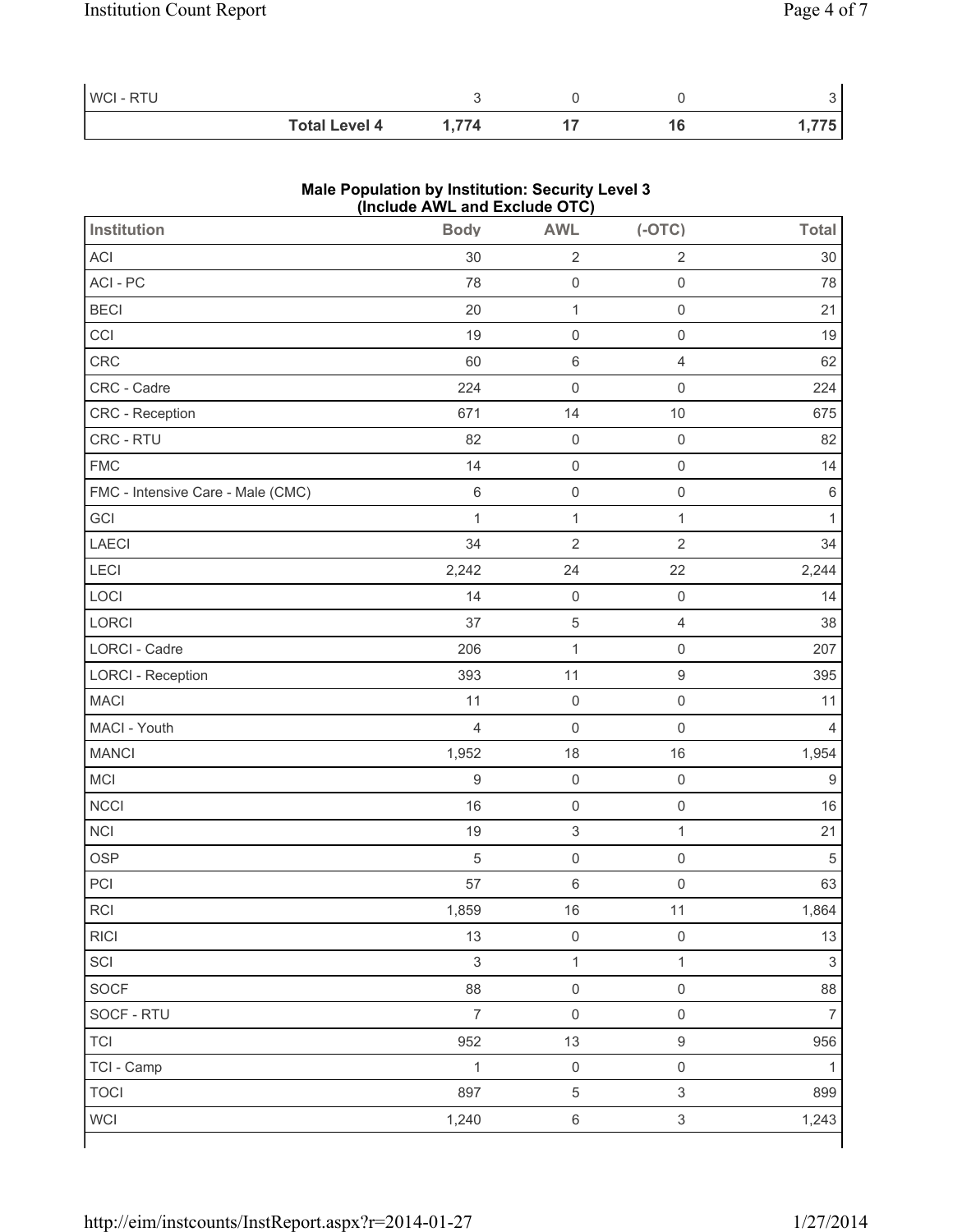| | | | | |
|---|---|---|---|---|
| WCI - RTU | 3 | 0 | 0 | 3 |
| **Total Level 4** | **1,774** | **17** | **16** | **1,775** |

**Male Population by Institution: Security Level 3**
**(Include AWL and Exclude OTC)**

| Institution | Body | AWL | (-OTC) | Total |
|---|---|---|---|---|
| ACI | 30 | 2 | 2 | 30 |
| ACI - PC | 78 | 0 | 0 | 78 |
| BECI | 20 | 1 | 0 | 21 |
| CCI | 19 | 0 | 0 | 19 |
| CRC | 60 | 6 | 4 | 62 |
| CRC - Cadre | 224 | 0 | 0 | 224 |
| CRC - Reception | 671 | 14 | 10 | 675 |
| CRC - RTU | 82 | 0 | 0 | 82 |
| FMC | 14 | 0 | 0 | 14 |
| FMC - Intensive Care - Male (CMC) | 6 | 0 | 0 | 6 |
| GCI | 1 | 1 | 1 | 1 |
| LAECI | 34 | 2 | 2 | 34 |
| LECI | 2,242 | 24 | 22 | 2,244 |
| LOCI | 14 | 0 | 0 | 14 |
| LORCI | 37 | 5 | 4 | 38 |
| LORCI - Cadre | 206 | 1 | 0 | 207 |
| LORCI - Reception | 393 | 11 | 9 | 395 |
| MACI | 11 | 0 | 0 | 11 |
| MACI - Youth | 4 | 0 | 0 | 4 |
| MANCI | 1,952 | 18 | 16 | 1,954 |
| MCI | 9 | 0 | 0 | 9 |
| NCCI | 16 | 0 | 0 | 16 |
| NCI | 19 | 3 | 1 | 21 |
| OSP | 5 | 0 | 0 | 5 |
| PCI | 57 | 6 | 0 | 63 |
| RCI | 1,859 | 16 | 11 | 1,864 |
| RICI | 13 | 0 | 0 | 13 |
| SCI | 3 | 1 | 1 | 3 |
| SOCF | 88 | 0 | 0 | 88 |
| SOCF - RTU | 7 | 0 | 0 | 7 |
| TCI | 952 | 13 | 9 | 956 |
| TCI - Camp | 1 | 0 | 0 | 1 |
| TOCI | 897 | 5 | 3 | 899 |
| WCI | 1,240 | 6 | 3 | 1,243 |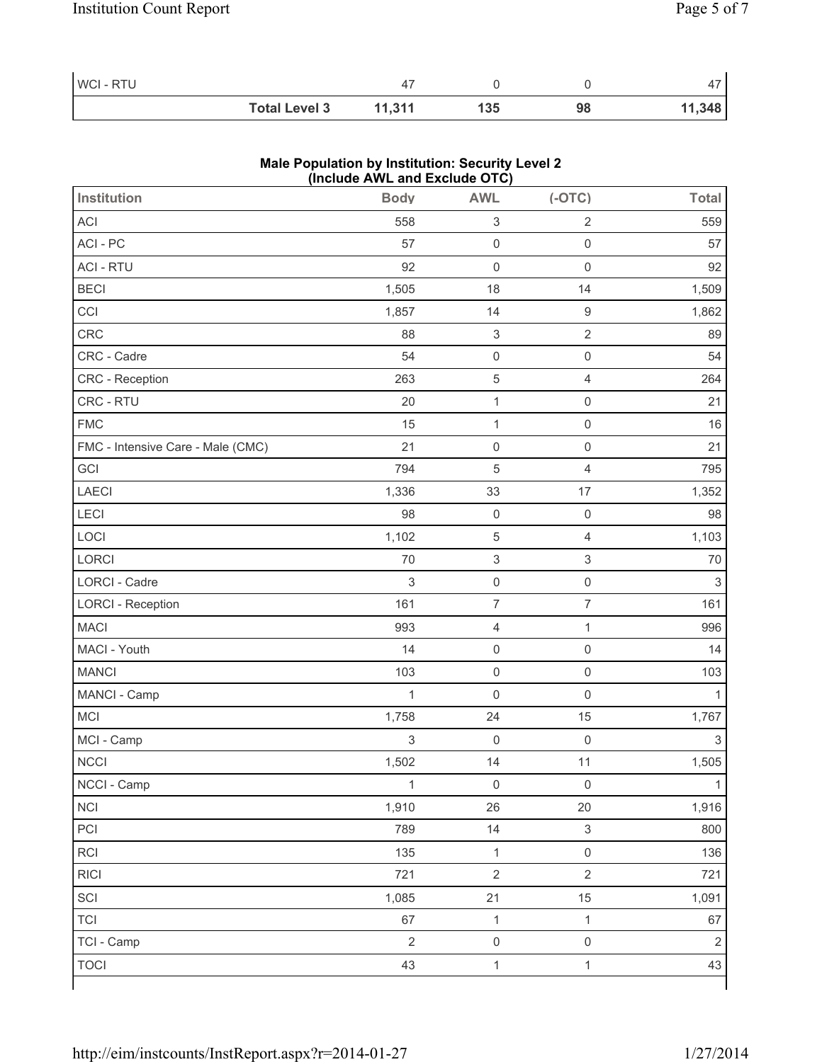| WCI - RTU | 47 | 0 | 0 | 47 |
|---|---|---|---|---|
| **Total Level 3** | **11,311** | **135** | **98** | **11,348** |

**Male Population by Institution: Security Level 2 (Include AWL and Exclude OTC)**

| Institution | Body | AWL | (-OTC) | Total |
|---|---|---|---|---|
| ACI | 558 | 3 | 2 | 559 |
| ACI - PC | 57 | 0 | 0 | 57 |
| ACI - RTU | 92 | 0 | 0 | 92 |
| BECI | 1,505 | 18 | 14 | 1,509 |
| CCI | 1,857 | 14 | 9 | 1,862 |
| CRC | 88 | 3 | 2 | 89 |
| CRC - Cadre | 54 | 0 | 0 | 54 |
| CRC - Reception | 263 | 5 | 4 | 264 |
| CRC - RTU | 20 | 1 | 0 | 21 |
| FMC | 15 | 1 | 0 | 16 |
| FMC - Intensive Care - Male (CMC) | 21 | 0 | 0 | 21 |
| GCI | 794 | 5 | 4 | 795 |
| LAECI | 1,336 | 33 | 17 | 1,352 |
| LECI | 98 | 0 | 0 | 98 |
| LOCI | 1,102 | 5 | 4 | 1,103 |
| LORCI | 70 | 3 | 3 | 70 |
| LORCI - Cadre | 3 | 0 | 0 | 3 |
| LORCI - Reception | 161 | 7 | 7 | 161 |
| MACI | 993 | 4 | 1 | 996 |
| MACI - Youth | 14 | 0 | 0 | 14 |
| MANCI | 103 | 0 | 0 | 103 |
| MANCI - Camp | 1 | 0 | 0 | 1 |
| MCI | 1,758 | 24 | 15 | 1,767 |
| MCI - Camp | 3 | 0 | 0 | 3 |
| NCCI | 1,502 | 14 | 11 | 1,505 |
| NCCI - Camp | 1 | 0 | 0 | 1 |
| NCI | 1,910 | 26 | 20 | 1,916 |
| PCI | 789 | 14 | 3 | 800 |
| RCI | 135 | 1 | 0 | 136 |
| RICI | 721 | 2 | 2 | 721 |
| SCI | 1,085 | 21 | 15 | 1,091 |
| TCI | 67 | 1 | 1 | 67 |
| TCI - Camp | 2 | 0 | 0 | 2 |
| TOCI | 43 | 1 | 1 | 43 |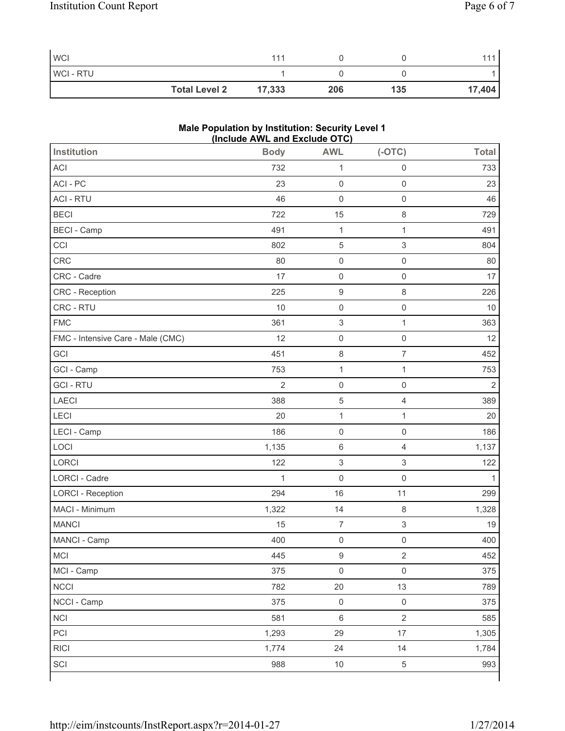| WCI | 111 | 0 | 0 | 111 |
|---|---|---|---|---|
| WCI - RTU | 1 | 0 | 0 | 1 |
| **Total Level 2** | **17,333** | **206** | **135** | **17,404** |

**Male Population by Institution: Security Level 1 (Include AWL and Exclude OTC)**

| Institution | Body | AWL | (-OTC) | Total |
|---|---|---|---|---|
| ACI | 732 | 1 | 0 | 733 |
| ACI - PC | 23 | 0 | 0 | 23 |
| ACI - RTU | 46 | 0 | 0 | 46 |
| BECI | 722 | 15 | 8 | 729 |
| BECI - Camp | 491 | 1 | 1 | 491 |
| CCI | 802 | 5 | 3 | 804 |
| CRC | 80 | 0 | 0 | 80 |
| CRC - Cadre | 17 | 0 | 0 | 17 |
| CRC - Reception | 225 | 9 | 8 | 226 |
| CRC - RTU | 10 | 0 | 0 | 10 |
| FMC | 361 | 3 | 1 | 363 |
| FMC - Intensive Care - Male (CMC) | 12 | 0 | 0 | 12 |
| GCI | 451 | 8 | 7 | 452 |
| GCI - Camp | 753 | 1 | 1 | 753 |
| GCI - RTU | 2 | 0 | 0 | 2 |
| LAECI | 388 | 5 | 4 | 389 |
| LECI | 20 | 1 | 1 | 20 |
| LECI - Camp | 186 | 0 | 0 | 186 |
| LOCI | 1,135 | 6 | 4 | 1,137 |
| LORCI | 122 | 3 | 3 | 122 |
| LORCI - Cadre | 1 | 0 | 0 | 1 |
| LORCI - Reception | 294 | 16 | 11 | 299 |
| MACI - Minimum | 1,322 | 14 | 8 | 1,328 |
| MANCI | 15 | 7 | 3 | 19 |
| MANCI - Camp | 400 | 0 | 0 | 400 |
| MCI | 445 | 9 | 2 | 452 |
| MCI - Camp | 375 | 0 | 0 | 375 |
| NCCI | 782 | 20 | 13 | 789 |
| NCCI - Camp | 375 | 0 | 0 | 375 |
| NCI | 581 | 6 | 2 | 585 |
| PCI | 1,293 | 29 | 17 | 1,305 |
| RICI | 1,774 | 24 | 14 | 1,784 |
| SCI | 988 | 10 | 5 | 993 |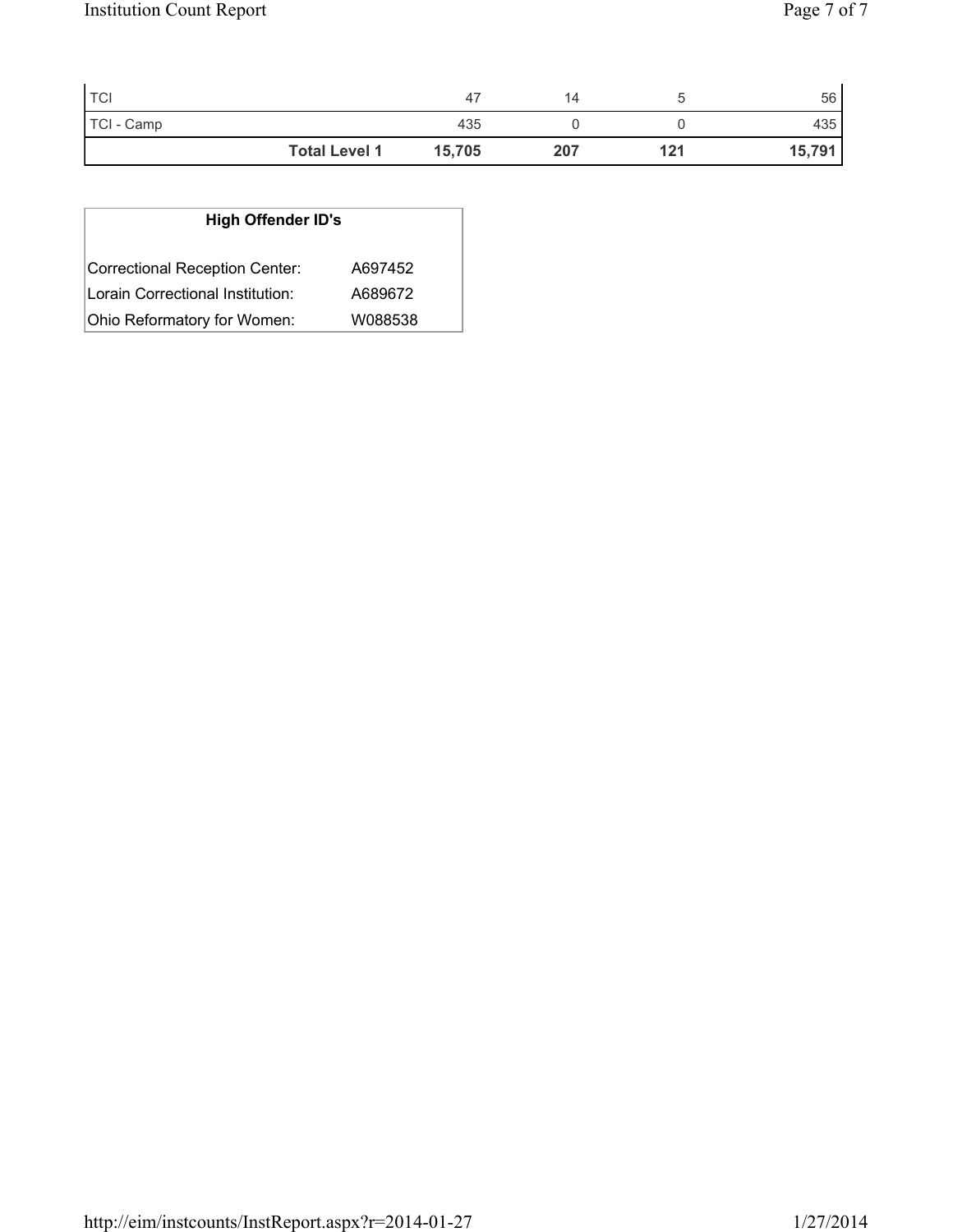| | | | | |
|---|---|---|---|---|
| TCI | 47 | 14 | 5 | 56 |
| TCI - Camp | 435 | 0 | 0 | 435 |
| **Total Level 1** | **15,705** | **207** | **121** | **15,791** |

| **High Offender ID's** | |
|---|---|
| Correctional Reception Center: | A697452 |
| Lorain Correctional Institution: | A689672 |
| Ohio Reformatory for Women: | W088538 |